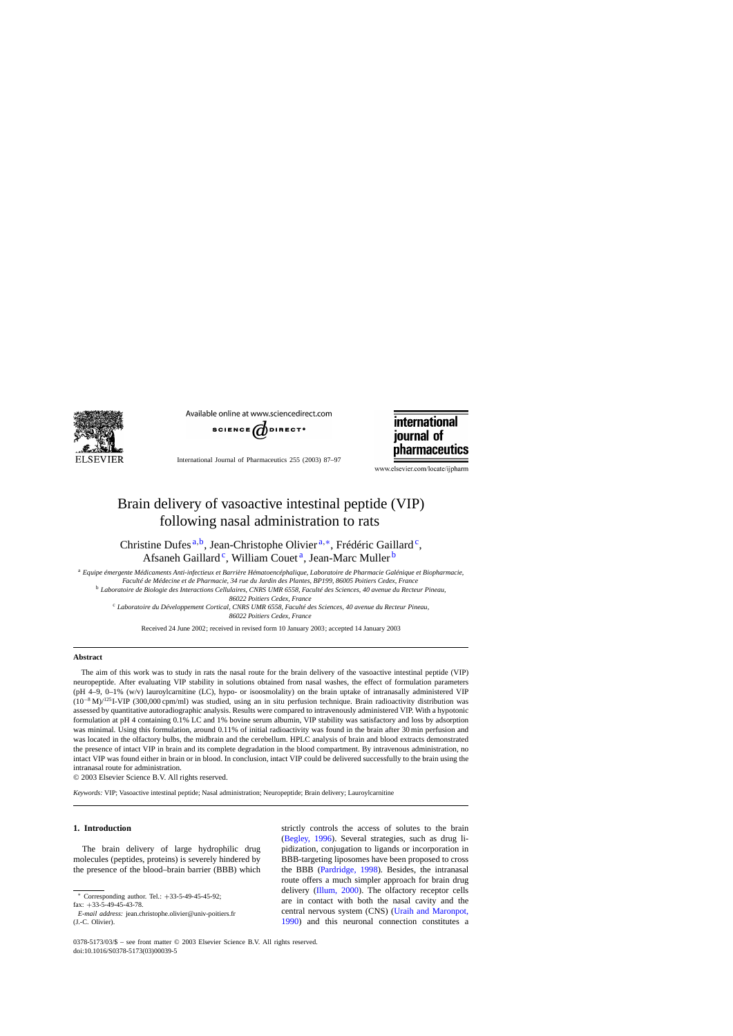# Brain delivery of vasoactive intestinal peptide (VIP) following nasal administration to rats

Christine Dufes[a,b], Jean-Christophe Olivier[a,*], Frédéric Gaillard[c], Afsaneh Gaillard[c], William Couet[a], Jean-Marc Muller[b]

[a] *Equipe émergente Médicaments Anti-infectieux et Barrière Hématoencéphalique, Laboratoire de Pharmacie Galénique et Biopharmacie, Faculté de Médecine et de Pharmacie, 34 rue du Jardin des Plantes, BP199, 86005 Poitiers Cedex, France*

[b] *Laboratoire de Biologie des Interactions Cellulaires, CNRS UMR 6558, Faculté des Sciences, 40 avenue du Recteur Pineau, 86022 Poitiers Cedex, France*

[c] *Laboratoire du Développement Cortical, CNRS UMR 6558, Faculté des Sciences, 40 avenue du Recteur Pineau, 86022 Poitiers Cedex, France*

Received 24 June 2002; received in revised form 10 January 2003; accepted 14 January 2003

## Abstract

The aim of this work was to study in rats the nasal route for the brain delivery of the vasoactive intestinal peptide (VIP) neuropeptide. After evaluating VIP stability in solutions obtained from nasal washes, the effect of formulation parameters (pH 4–9, 0–1% (w/v) lauroylcarnitine (LC), hypo- or isoosmolality) on the brain uptake of intranasally administered VIP ($10^{-8}$ M)/$^{125}$I-VIP (300,000 cpm/ml) was studied, using an in situ perfusion technique. Brain radioactivity distribution was assessed by quantitative autoradiographic analysis. Results were compared to intravenously administered VIP. With a hypotonic formulation at pH 4 containing 0.1% LC and 1% bovine serum albumin, VIP stability was satisfactory and loss by adsorption was minimal. Using this formulation, around 0.11% of initial radioactivity was found in the brain after 30 min perfusion and was located in the olfactory bulbs, the midbrain and the cerebellum. HPLC analysis of brain and blood extracts demonstrated the presence of intact VIP in brain and its complete degradation in the blood compartment. By intravenous administration, no intact VIP was found either in brain or in blood. In conclusion, intact VIP could be delivered successfully to the brain using the intranasal route for administration.

© 2003 Elsevier Science B.V. All rights reserved.

*Keywords:* VIP; Vasoactive intestinal peptide; Nasal administration; Neuropeptide; Brain delivery; Lauroylcarnitine

## 1. Introduction

The brain delivery of large hydrophilic drug molecules (peptides, proteins) is severely hindered by the presence of the blood–brain barrier (BBB) which strictly controls the access of solutes to the brain (Begley, 1996). Several strategies, such as drug lipidization, conjugation to ligands or incorporation in BBB-targeting liposomes have been proposed to cross the BBB (Pardridge, 1998). Besides, the intranasal route offers a much simpler approach for brain drug delivery (Illum, 2000). The olfactory receptor cells are in contact with both the nasal cavity and the central nervous system (CNS) (Uraih and Maronpot, 1990) and this neuronal connection constitutes a

* Corresponding author. Tel.: +33-5-49-45-45-92; fax: +33-5-49-45-43-78.
*E-mail address:* jean.christophe.olivier@univ-poitiers.fr (J.-C. Olivier).

0378-5173/03/$ – see front matter © 2003 Elsevier Science B.V. All rights reserved.
doi:10.1016/S0378-5173(03)00039-5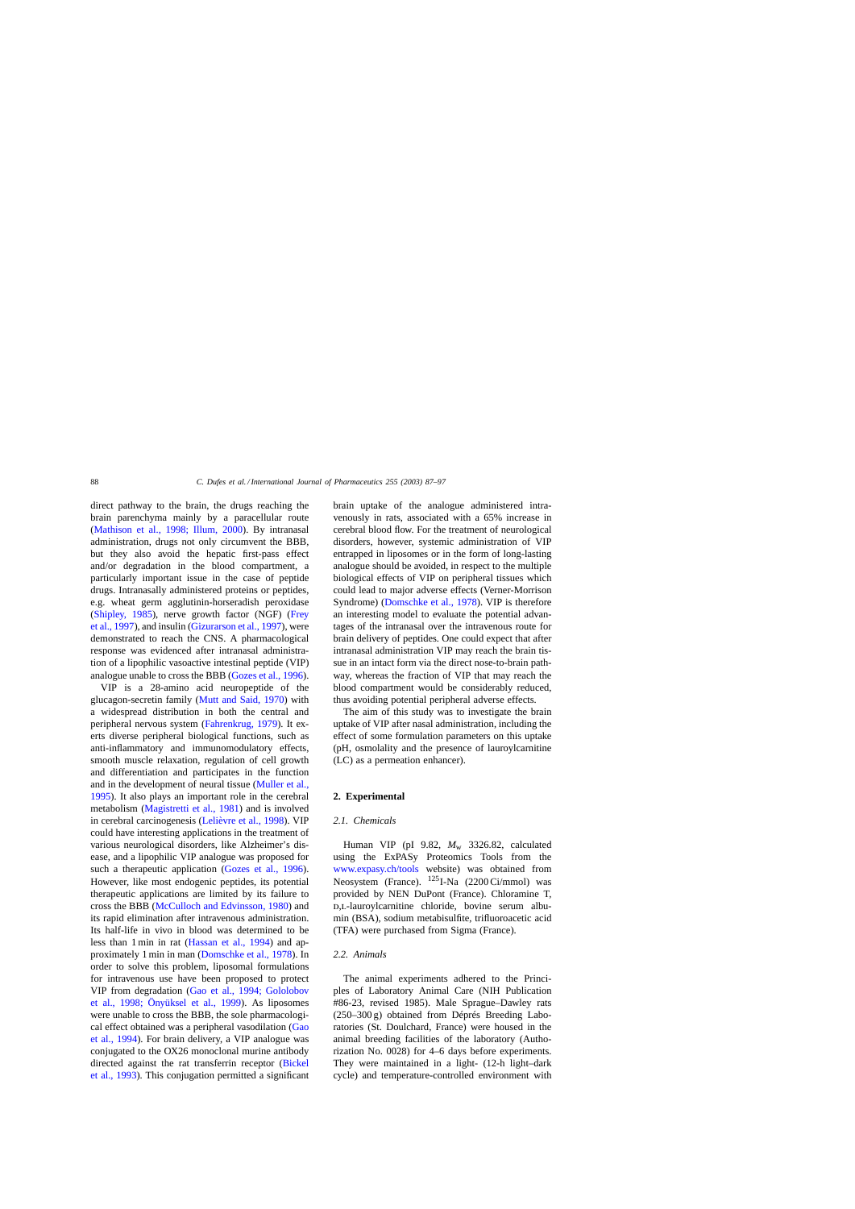direct pathway to the brain, the drugs reaching the brain parenchyma mainly by a paracellular route (Mathison et al., 1998; Illum, 2000). By intranasal administration, drugs not only circumvent the BBB, but they also avoid the hepatic first-pass effect and/or degradation in the blood compartment, a particularly important issue in the case of peptide drugs. Intranasally administered proteins or peptides, e.g. wheat germ agglutinin-horseradish peroxidase (Shipley, 1985), nerve growth factor (NGF) (Frey et al., 1997), and insulin (Gizurarson et al., 1997), were demonstrated to reach the CNS. A pharmacological response was evidenced after intranasal administration of a lipophilic vasoactive intestinal peptide (VIP) analogue unable to cross the BBB (Gozes et al., 1996).

VIP is a 28-amino acid neuropeptide of the glucagon-secretin family (Mutt and Said, 1970) with a widespread distribution in both the central and peripheral nervous system (Fahrenkrug, 1979). It exerts diverse peripheral biological functions, such as anti-inflammatory and immunomodulatory effects, smooth muscle relaxation, regulation of cell growth and differentiation and participates in the function and in the development of neural tissue (Muller et al., 1995). It also plays an important role in the cerebral metabolism (Magistretti et al., 1981) and is involved in cerebral carcinogenesis (Lelièvre et al., 1998). VIP could have interesting applications in the treatment of various neurological disorders, like Alzheimer's disease, and a lipophilic VIP analogue was proposed for such a therapeutic application (Gozes et al., 1996). However, like most endogenic peptides, its potential therapeutic applications are limited by its failure to cross the BBB (McCulloch and Edvinsson, 1980) and its rapid elimination after intravenous administration. Its half-life in vivo in blood was determined to be less than 1 min in rat (Hassan et al., 1994) and approximately 1 min in man (Domschke et al., 1978). In order to solve this problem, liposomal formulations for intravenous use have been proposed to protect VIP from degradation (Gao et al., 1994; Gololobov et al., 1998; Önyüksel et al., 1999). As liposomes were unable to cross the BBB, the sole pharmacological effect obtained was a peripheral vasodilation (Gao et al., 1994). For brain delivery, a VIP analogue was conjugated to the OX26 monoclonal murine antibody directed against the rat transferrin receptor (Bickel et al., 1993). This conjugation permitted a significant brain uptake of the analogue administered intravenously in rats, associated with a 65% increase in cerebral blood flow. For the treatment of neurological disorders, however, systemic administration of VIP entrapped in liposomes or in the form of long-lasting analogue should be avoided, in respect to the multiple biological effects of VIP on peripheral tissues which could lead to major adverse effects (Verner-Morrison Syndrome) (Domschke et al., 1978). VIP is therefore an interesting model to evaluate the potential advantages of the intranasal over the intravenous route for brain delivery of peptides. One could expect that after intranasal administration VIP may reach the brain tissue in an intact form via the direct nose-to-brain pathway, whereas the fraction of VIP that may reach the blood compartment would be considerably reduced, thus avoiding potential peripheral adverse effects.

The aim of this study was to investigate the brain uptake of VIP after nasal administration, including the effect of some formulation parameters on this uptake (pH, osmolality and the presence of lauroylcarnitine (LC) as a permeation enhancer).

## 2. Experimental

### 2.1. Chemicals

Human VIP (pI 9.82, $M_w$ 3326.82, calculated using the ExPASy Proteomics Tools from the www.expasy.ch/tools website) was obtained from Neosystem (France). $^{125}$I-Na (2200 Ci/mmol) was provided by NEN DuPont (France). Chloramine T, D,L-lauroylcarnitine chloride, bovine serum albumin (BSA), sodium metabisulfite, trifluoroacetic acid (TFA) were purchased from Sigma (France).

### 2.2. Animals

The animal experiments adhered to the Principles of Laboratory Animal Care (NIH Publication #86-23, revised 1985). Male Sprague–Dawley rats (250–300 g) obtained from Déprés Breeding Laboratories (St. Doulchard, France) were housed in the animal breeding facilities of the laboratory (Authorization No. 0028) for 4–6 days before experiments. They were maintained in a light- (12-h light–dark cycle) and temperature-controlled environment with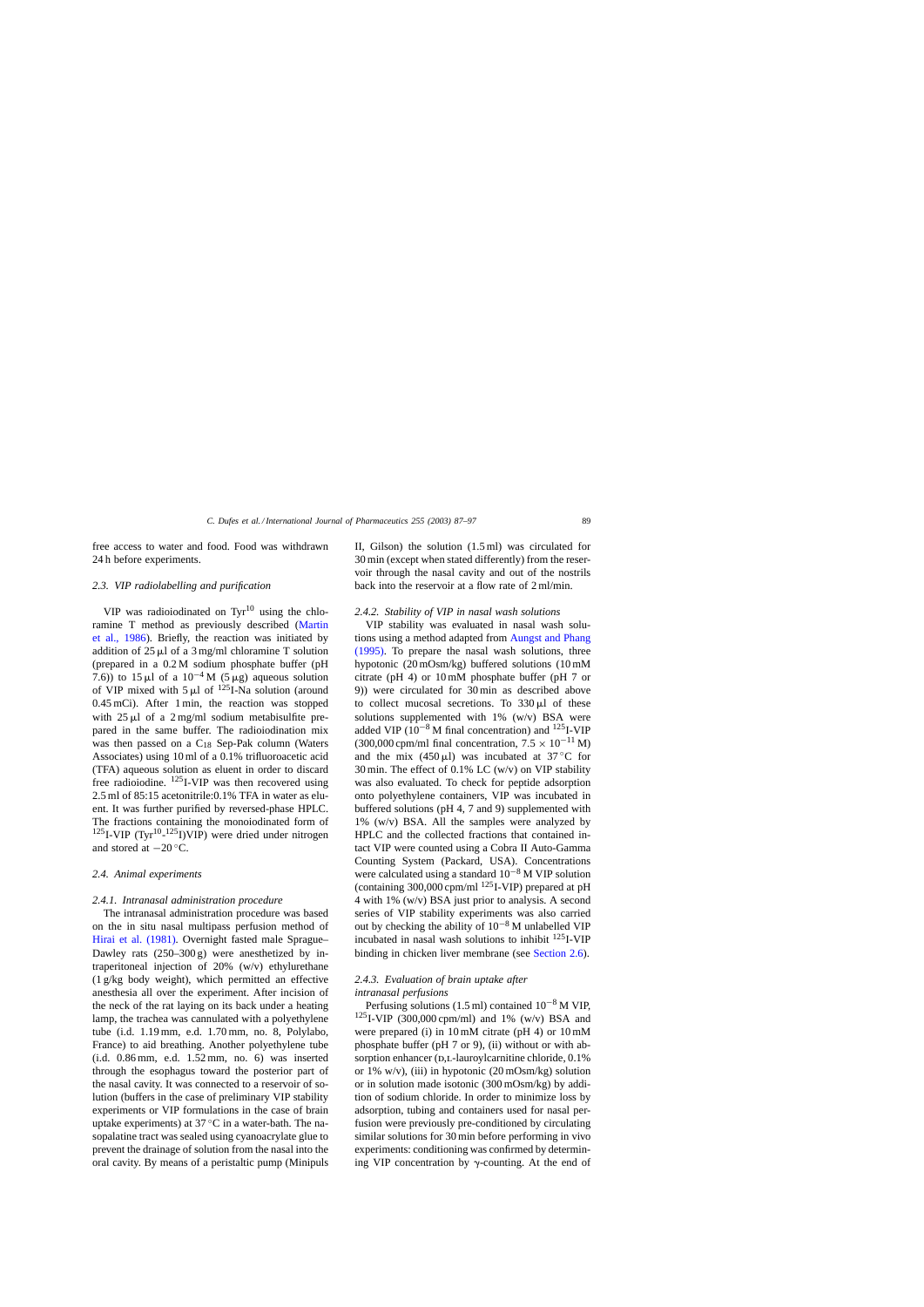free access to water and food. Food was withdrawn 24 h before experiments.

### 2.3. VIP radiolabelling and purification

VIP was radioiodinated on $Tyr^{10}$ using the chloramine T method as previously described (Martin et al., 1986). Briefly, the reaction was initiated by addition of 25 μl of a 3 mg/ml chloramine T solution (prepared in a 0.2 M sodium phosphate buffer (pH 7.6)) to 15 μl of a $10^{-4}$ M (5 μg) aqueous solution of VIP mixed with 5 μl of $^{125}$I-Na solution (around 0.45 mCi). After 1 min, the reaction was stopped with 25 μl of a 2 mg/ml sodium metabisulfite prepared in the same buffer. The radioiodination mix was then passed on a $C_{18}$ Sep-Pak column (Waters Associates) using 10 ml of a 0.1% trifluoroacetic acid (TFA) aqueous solution as eluent in order to discard free radioiodine. $^{125}$I-VIP was then recovered using 2.5 ml of 85:15 acetonitrile:0.1% TFA in water as eluent. It was further purified by reversed-phase HPLC. The fractions containing the monoiodinated form of $^{125}$I-VIP ($Tyr^{10}$-$^{125}$I)VIP) were dried under nitrogen and stored at −20 °C.

### 2.4. Animal experiments

#### 2.4.1. Intranasal administration procedure

The intranasal administration procedure was based on the in situ nasal multipass perfusion method of Hirai et al. (1981). Overnight fasted male Sprague–Dawley rats (250–300 g) were anesthetized by intraperitoneal injection of 20% (w/v) ethylurethane (1 g/kg body weight), which permitted an effective anesthesia all over the experiment. After incision of the neck of the rat laying on its back under a heating lamp, the trachea was cannulated with a polyethylene tube (i.d. 1.19 mm, e.d. 1.70 mm, no. 8, Polylabo, France) to aid breathing. Another polyethylene tube (i.d. 0.86 mm, e.d. 1.52 mm, no. 6) was inserted through the esophagus toward the posterior part of the nasal cavity. It was connected to a reservoir of solution (buffers in the case of preliminary VIP stability experiments or VIP formulations in the case of brain uptake experiments) at 37 °C in a water-bath. The nasopalatine tract was sealed using cyanoacrylate glue to prevent the drainage of solution from the nasal into the oral cavity. By means of a peristaltic pump (Minipuls II, Gilson) the solution (1.5 ml) was circulated for 30 min (except when stated differently) from the reservoir through the nasal cavity and out of the nostrils back into the reservoir at a flow rate of 2 ml/min.

#### 2.4.2. Stability of VIP in nasal wash solutions

VIP stability was evaluated in nasal wash solutions using a method adapted from Aungst and Phang (1995). To prepare the nasal wash solutions, three hypotonic (20 mOsm/kg) buffered solutions (10 mM citrate (pH 4) or 10 mM phosphate buffer (pH 7 or 9)) were circulated for 30 min as described above to collect mucosal secretions. To 330 μl of these solutions supplemented with 1% (w/v) BSA were added VIP ($10^{-8}$ M final concentration) and $^{125}$I-VIP (300,000 cpm/ml final concentration, $7.5 \times 10^{-11}$ M) and the mix (450 μl) was incubated at 37 °C for 30 min. The effect of 0.1% LC (w/v) on VIP stability was also evaluated. To check for peptide adsorption onto polyethylene containers, VIP was incubated in buffered solutions (pH 4, 7 and 9) supplemented with 1% (w/v) BSA. All the samples were analyzed by HPLC and the collected fractions that contained intact VIP were counted using a Cobra II Auto-Gamma Counting System (Packard, USA). Concentrations were calculated using a standard $10^{-8}$ M VIP solution (containing 300,000 cpm/ml $^{125}$I-VIP) prepared at pH 4 with 1% (w/v) BSA just prior to analysis. A second series of VIP stability experiments was also carried out by checking the ability of $10^{-8}$ M unlabelled VIP incubated in nasal wash solutions to inhibit $^{125}$I-VIP binding in chicken liver membrane (see Section 2.6).

#### 2.4.3. Evaluation of brain uptake after intranasal perfusions

Perfusing solutions (1.5 ml) contained $10^{-8}$ M VIP, $^{125}$I-VIP (300,000 cpm/ml) and 1% (w/v) BSA and were prepared (i) in 10 mM citrate (pH 4) or 10 mM phosphate buffer (pH 7 or 9), (ii) without or with absorption enhancer (D,L-lauroylcarnitine chloride, 0.1% or 1% w/v), (iii) in hypotonic (20 mOsm/kg) solution or in solution made isotonic (300 mOsm/kg) by addition of sodium chloride. In order to minimize loss by adsorption, tubing and containers used for nasal perfusion were previously pre-conditioned by circulating similar solutions for 30 min before performing in vivo experiments: conditioning was confirmed by determining VIP concentration by γ-counting. At the end of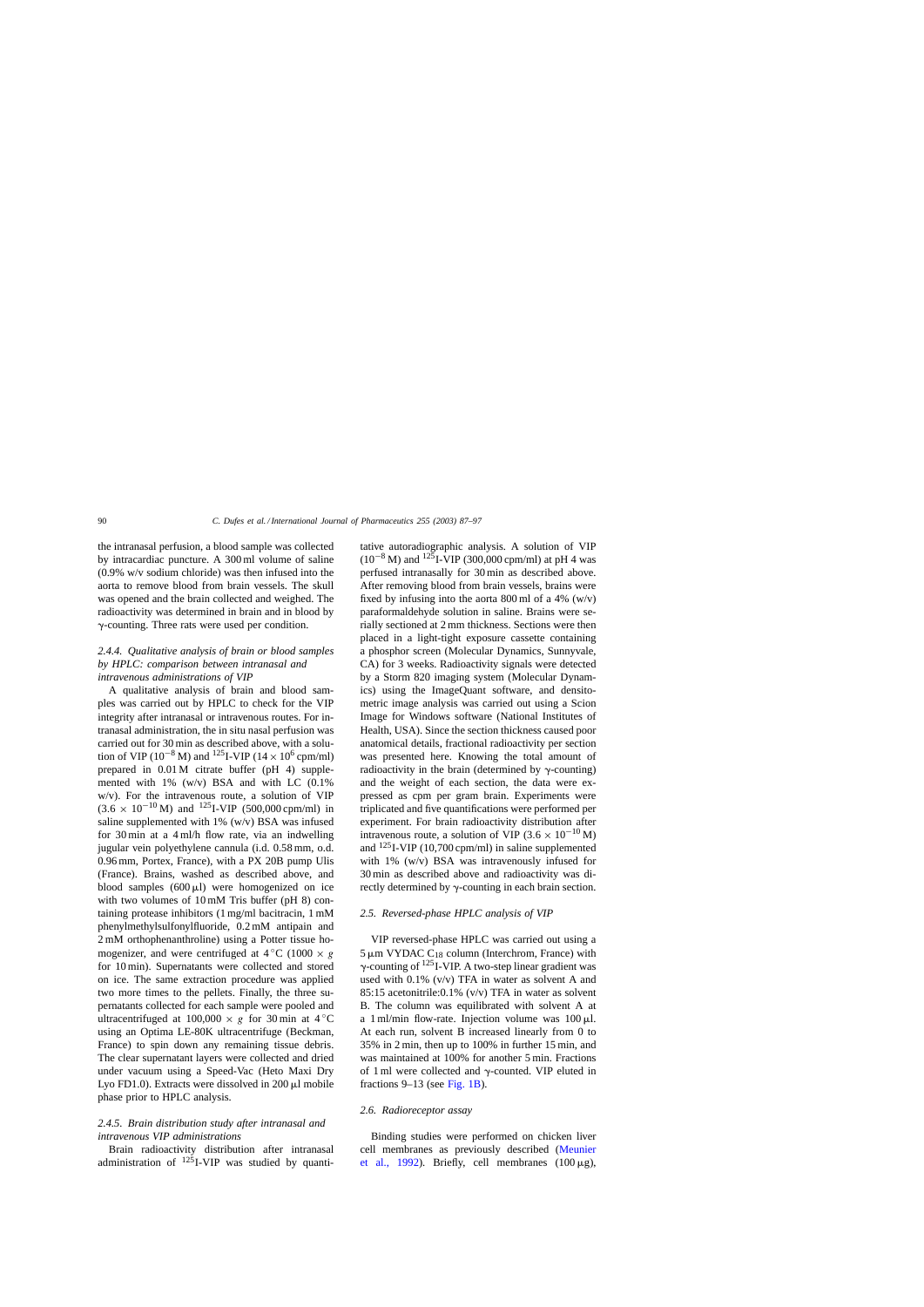the intranasal perfusion, a blood sample was collected by intracardiac puncture. A 300 ml volume of saline (0.9% w/v sodium chloride) was then infused into the aorta to remove blood from brain vessels. The skull was opened and the brain collected and weighed. The radioactivity was determined in brain and in blood by γ-counting. Three rats were used per condition.

#### 2.4.4. Qualitative analysis of brain or blood samples by HPLC: comparison between intranasal and intravenous administrations of VIP

A qualitative analysis of brain and blood samples was carried out by HPLC to check for the VIP integrity after intranasal or intravenous routes. For intranasal administration, the in situ nasal perfusion was carried out for 30 min as described above, with a solution of VIP ($10^{-8}$ M) and $^{125}$I-VIP ($14 \times 10^6$ cpm/ml) prepared in 0.01 M citrate buffer (pH 4) supplemented with 1% (w/v) BSA and with LC (0.1% w/v). For the intravenous route, a solution of VIP ($3.6 \times 10^{-10}$ M) and $^{125}$I-VIP (500,000 cpm/ml) in saline supplemented with 1% (w/v) BSA was infused for 30 min at a 4 ml/h flow rate, via an indwelling jugular vein polyethylene cannula (i.d. 0.58 mm, o.d. 0.96 mm, Portex, France), with a PX 20B pump Ulis (France). Brains, washed as described above, and blood samples (600 μl) were homogenized on ice with two volumes of 10 mM Tris buffer (pH 8) containing protease inhibitors (1 mg/ml bacitracin, 1 mM phenylmethylsulfonylfluoride, 0.2 mM antipain and 2 mM orthophenanthroline) using a Potter tissue homogenizer, and were centrifuged at 4 °C (1000 × *g* for 10 min). Supernatants were collected and stored on ice. The same extraction procedure was applied two more times to the pellets. Finally, the three supernatants collected for each sample were pooled and ultracentrifuged at 100,000 × *g* for 30 min at 4 °C using an Optima LE-80K ultracentrifuge (Beckman, France) to spin down any remaining tissue debris. The clear supernatant layers were collected and dried under vacuum using a Speed-Vac (Heto Maxi Dry Lyo FD1.0). Extracts were dissolved in 200 μl mobile phase prior to HPLC analysis.

#### 2.4.5. Brain distribution study after intranasal and intravenous VIP administrations

Brain radioactivity distribution after intranasal administration of $^{125}$I-VIP was studied by quantitative autoradiographic analysis. A solution of VIP ($10^{-8}$ M) and $^{125}$I-VIP (300,000 cpm/ml) at pH 4 was perfused intranasally for 30 min as described above. After removing blood from brain vessels, brains were fixed by infusing into the aorta 800 ml of a 4% (w/v) paraformaldehyde solution in saline. Brains were serially sectioned at 2 mm thickness. Sections were then placed in a light-tight exposure cassette containing a phosphor screen (Molecular Dynamics, Sunnyvale, CA) for 3 weeks. Radioactivity signals were detected by a Storm 820 imaging system (Molecular Dynamics) using the ImageQuant software, and densitometric image analysis was carried out using a Scion Image for Windows software (National Institutes of Health, USA). Since the section thickness caused poor anatomical details, fractional radioactivity per section was presented here. Knowing the total amount of radioactivity in the brain (determined by γ-counting) and the weight of each section, the data were expressed as cpm per gram brain. Experiments were triplicated and five quantifications were performed per experiment. For brain radioactivity distribution after intravenous route, a solution of VIP ($3.6 \times 10^{-10}$ M) and $^{125}$I-VIP (10,700 cpm/ml) in saline supplemented with 1% (w/v) BSA was intravenously infused for 30 min as described above and radioactivity was directly determined by γ-counting in each brain section.

### 2.5. Reversed-phase HPLC analysis of VIP

VIP reversed-phase HPLC was carried out using a 5 μm VYDAC $C_{18}$ column (Interchrom, France) with γ-counting of $^{125}$I-VIP. A two-step linear gradient was used with 0.1% (v/v) TFA in water as solvent A and 85:15 acetonitrile:0.1% (v/v) TFA in water as solvent B. The column was equilibrated with solvent A at a 1 ml/min flow-rate. Injection volume was 100 μl. At each run, solvent B increased linearly from 0 to 35% in 2 min, then up to 100% in further 15 min, and was maintained at 100% for another 5 min. Fractions of 1 ml were collected and γ-counted. VIP eluted in fractions 9–13 (see Fig. 1B).

### 2.6. Radioreceptor assay

Binding studies were performed on chicken liver cell membranes as previously described (Meunier et al., 1992). Briefly, cell membranes (100 μg),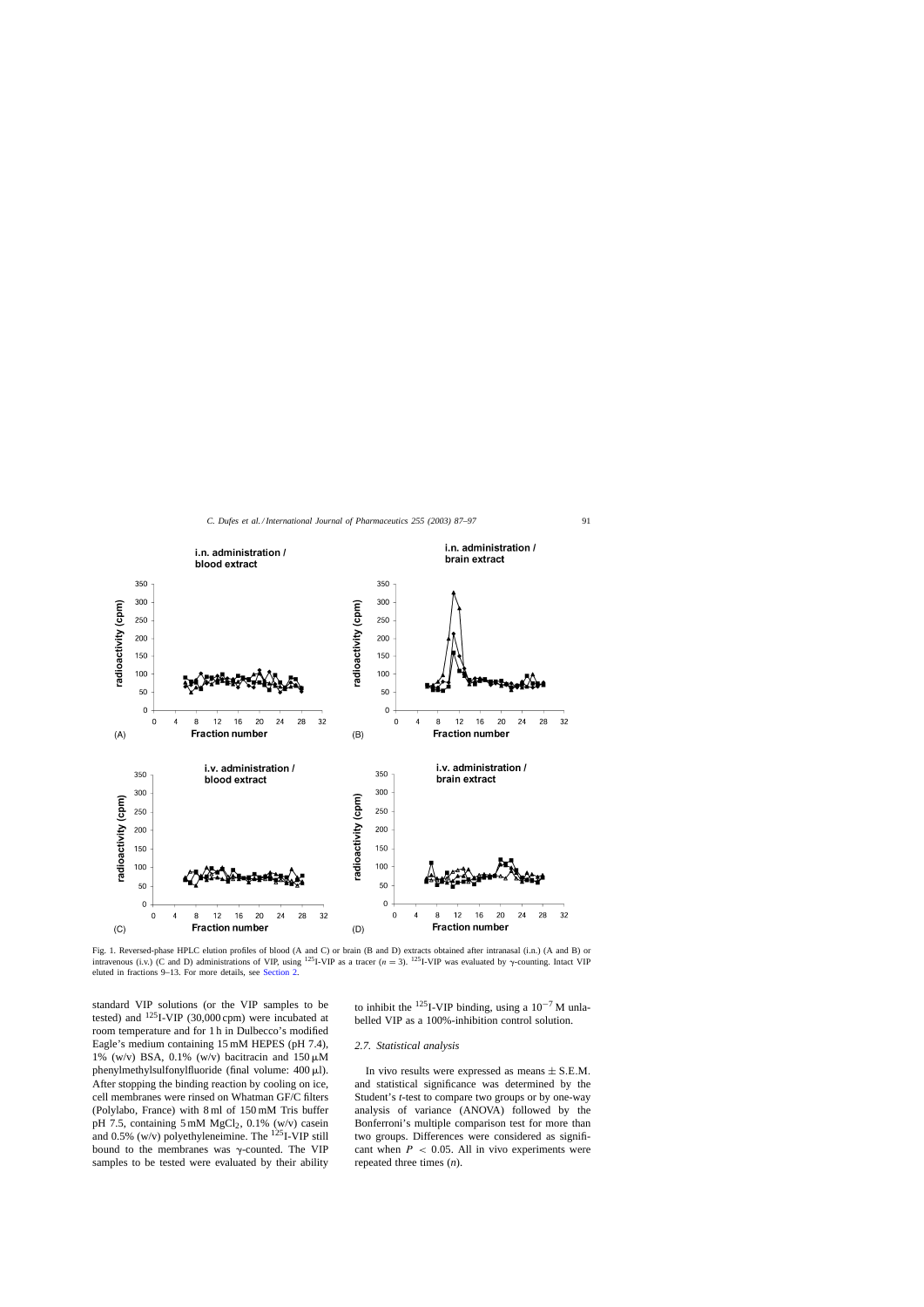Fig. 1. Reversed-phase HPLC elution profiles of blood (A and C) or brain (B and D) extracts obtained after intranasal (i.n.) (A and B) or intravenous (i.v.) (C and D) administrations of VIP, using $^{125}$I-VIP as a tracer ($n = 3$). $^{125}$I-VIP was evaluated by γ-counting. Intact VIP eluted in fractions 9–13. For more details, see Section 2.

standard VIP solutions (or the VIP samples to be tested) and $^{125}$I-VIP (30,000 cpm) were incubated at room temperature and for 1 h in Dulbecco's modified Eagle's medium containing 15 mM HEPES (pH 7.4), 1% (w/v) BSA, 0.1% (w/v) bacitracin and 150 μM phenylmethylsulfonylfluoride (final volume: 400 μl). After stopping the binding reaction by cooling on ice, cell membranes were rinsed on Whatman GF/C filters (Polylabo, France) with 8 ml of 150 mM Tris buffer pH 7.5, containing 5 mM $MgCl_2$, 0.1% (w/v) casein and 0.5% (w/v) polyethyleneimine. The $^{125}$I-VIP still bound to the membranes was γ-counted. The VIP samples to be tested were evaluated by their ability to inhibit the $^{125}$I-VIP binding, using a $10^{-7}$ M unlabelled VIP as a 100%-inhibition control solution.

### 2.7. Statistical analysis

In vivo results were expressed as means ± S.E.M. and statistical significance was determined by the Student's *t*-test to compare two groups or by one-way analysis of variance (ANOVA) followed by the Bonferroni's multiple comparison test for more than two groups. Differences were considered as significant when $P < 0.05$. All in vivo experiments were repeated three times ($n$).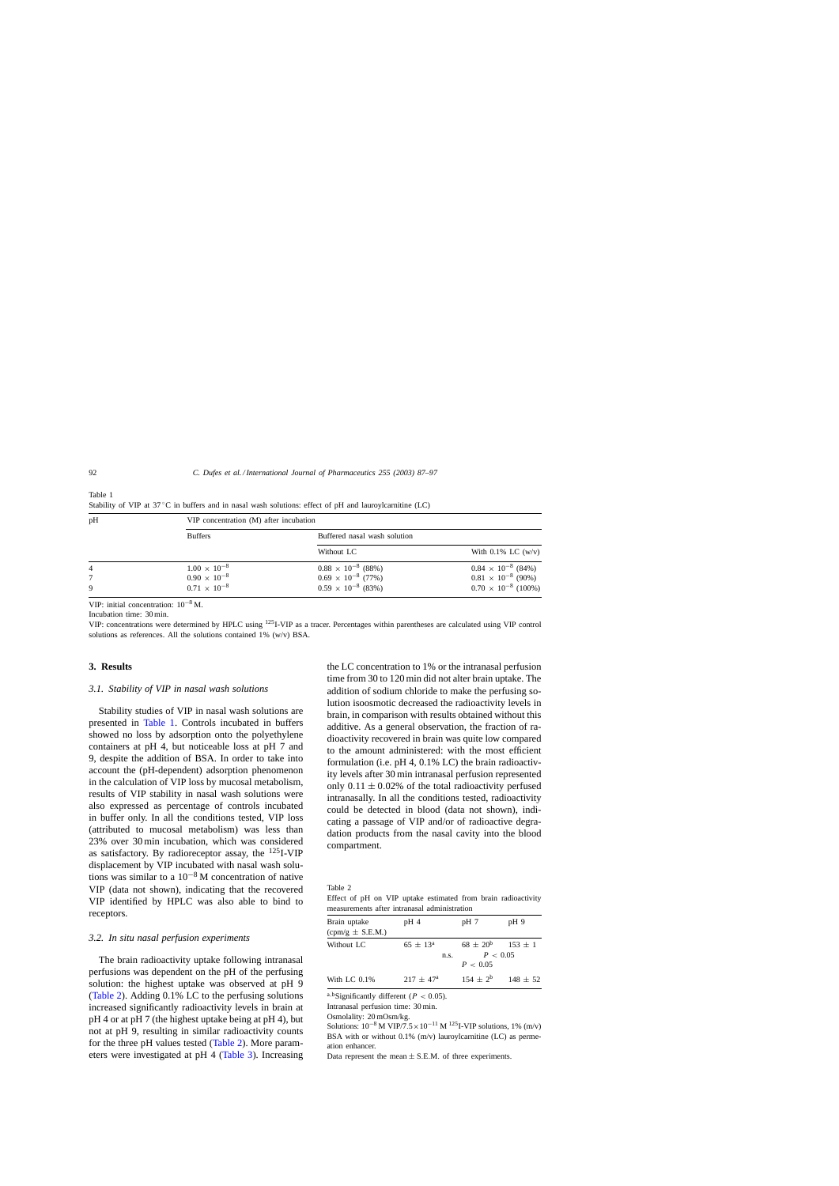Table 1
Stability of VIP at 37 °C in buffers and in nasal wash solutions: effect of pH and lauroylcarnitine (LC)

| pH | VIP concentration (M) after incubation | | |
|---|---|---|---|
| | Buffers | Buffered nasal wash solution | |
| | | Without LC | With 0.1% LC (w/v) |
| 4 | $1.00 \times 10^{-8}$ | $0.88 \times 10^{-8}$ (88%) | $0.84 \times 10^{-8}$ (84%) |
| 7 | $0.90 \times 10^{-8}$ | $0.69 \times 10^{-8}$ (77%) | $0.81 \times 10^{-8}$ (90%) |
| 9 | $0.71 \times 10^{-8}$ | $0.59 \times 10^{-8}$ (83%) | $0.70 \times 10^{-8}$ (100%) |

VIP: initial concentration: $10^{-8}$ M.

Incubation time: 30 min.

VIP: concentrations were determined by HPLC using $^{125}$I-VIP as a tracer. Percentages within parentheses are calculated using VIP control solutions as references. All the solutions contained 1% (w/v) BSA.

## 3. Results

### 3.1. Stability of VIP in nasal wash solutions

Stability studies of VIP in nasal wash solutions are presented in Table 1. Controls incubated in buffers showed no loss by adsorption onto the polyethylene containers at pH 4, but noticeable loss at pH 7 and 9, despite the addition of BSA. In order to take into account the (pH-dependent) adsorption phenomenon in the calculation of VIP loss by mucosal metabolism, results of VIP stability in nasal wash solutions were also expressed as percentage of controls incubated in buffer only. In all the conditions tested, VIP loss (attributed to mucosal metabolism) was less than 23% over 30 min incubation, which was considered as satisfactory. By radioreceptor assay, the $^{125}$I-VIP displacement by VIP incubated with nasal wash solutions was similar to a $10^{-8}$ M concentration of native VIP (data not shown), indicating that the recovered VIP identified by HPLC was also able to bind to receptors.

### 3.2. In situ nasal perfusion experiments

The brain radioactivity uptake following intranasal perfusions was dependent on the pH of the perfusing solution: the highest uptake was observed at pH 9 (Table 2). Adding 0.1% LC to the perfusing solutions increased significantly radioactivity levels in brain at pH 4 or at pH 7 (the highest uptake being at pH 4), but not at pH 9, resulting in similar radioactivity counts for the three pH values tested (Table 2). More parameters were investigated at pH 4 (Table 3). Increasing the LC concentration to 1% or the intranasal perfusion time from 30 to 120 min did not alter brain uptake. The addition of sodium chloride to make the perfusing solution isoosmotic decreased the radioactivity levels in brain, in comparison with results obtained without this additive. As a general observation, the fraction of radioactivity recovered in brain was quite low compared to the amount administered: with the most efficient formulation (i.e. pH 4, 0.1% LC) the brain radioactivity levels after 30 min intranasal perfusion represented only $0.11 \pm 0.02$% of the total radioactivity perfused intranasally. In all the conditions tested, radioactivity could be detected in blood (data not shown), indicating a passage of VIP and/or of radioactive degradation products from the nasal cavity into the blood compartment.

Table 2
Effect of pH on VIP uptake estimated from brain radioactivity measurements after intranasal administration

| Brain uptake (cpm/g ± S.E.M.) | pH 4 | pH 7 | pH 9 |
|---|---|---|---|
| Without LC | $65 \pm 13^{a}$ | $68 \pm 20^{b}$ | $153 \pm 1$ |
| | n.s. | $P < 0.05$ | $P < 0.05$ |
| With LC 0.1% | $217 \pm 47^{a}$ | $154 \pm 2^{b}$ | $148 \pm 52$ |

[a,b]Significantly different ($P < 0.05$).

Intranasal perfusion time: 30 min.

Osmolality: 20 mOsm/kg.

Solutions: $10^{-8}$ M VIP/$7.5 \times 10^{-11}$ M $^{125}$I-VIP solutions, 1% (m/v) BSA with or without 0.1% (m/v) lauroylcarnitine (LC) as permeation enhancer.

Data represent the mean ± S.E.M. of three experiments.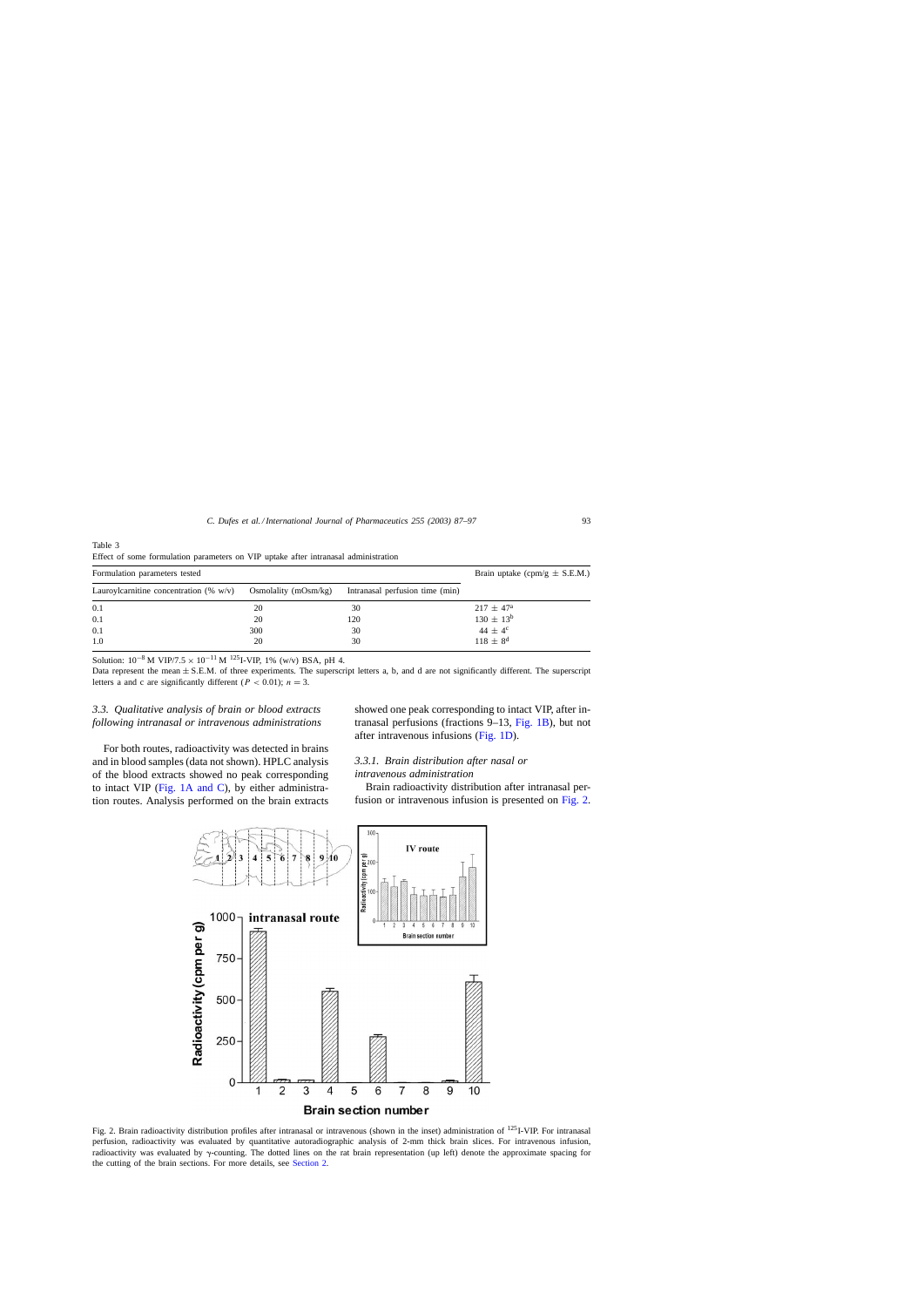Table 3
Effect of some formulation parameters on VIP uptake after intranasal administration

| Formulation parameters tested | | | Brain uptake (cpm/g ± S.E.M.) |
|---|---|---|---|
| Lauroylcarnitine concentration (% w/v) | Osmolality (mOsm/kg) | Intranasal perfusion time (min) | |
| 0.1 | 20 | 30 | 217 ± 47[a] |
| 0.1 | 20 | 120 | 130 ± 13[b] |
| 0.1 | 300 | 30 | 44 ± 4[c] |
| 1.0 | 20 | 30 | 118 ± 8[d] |

Solution: $10^{-8}$ M VIP/$7.5 \times 10^{-11}$ M $^{125}$I-VIP, 1% (w/v) BSA, pH 4.

Data represent the mean ± S.E.M. of three experiments. The superscript letters a, b, and d are not significantly different. The superscript letters a and c are significantly different ($P < 0.01$); $n = 3$.

### 3.3. Qualitative analysis of brain or blood extracts following intranasal or intravenous administrations

For both routes, radioactivity was detected in brains and in blood samples (data not shown). HPLC analysis of the blood extracts showed no peak corresponding to intact VIP (Fig. 1A and C), by either administration routes. Analysis performed on the brain extracts showed one peak corresponding to intact VIP, after intranasal perfusions (fractions 9–13, Fig. 1B), but not after intravenous infusions (Fig. 1D).

#### 3.3.1. Brain distribution after nasal or intravenous administration

Brain radioactivity distribution after intranasal perfusion or intravenous infusion is presented on Fig. 2.

Fig. 2. Brain radioactivity distribution profiles after intranasal or intravenous (shown in the inset) administration of $^{125}$I-VIP. For intranasal perfusion, radioactivity was evaluated by quantitative autoradiographic analysis of 2-mm thick brain slices. For intravenous infusion, radioactivity was evaluated by γ-counting. The dotted lines on the rat brain representation (up left) denote the approximate spacing for the cutting of the brain sections. For more details, see Section 2.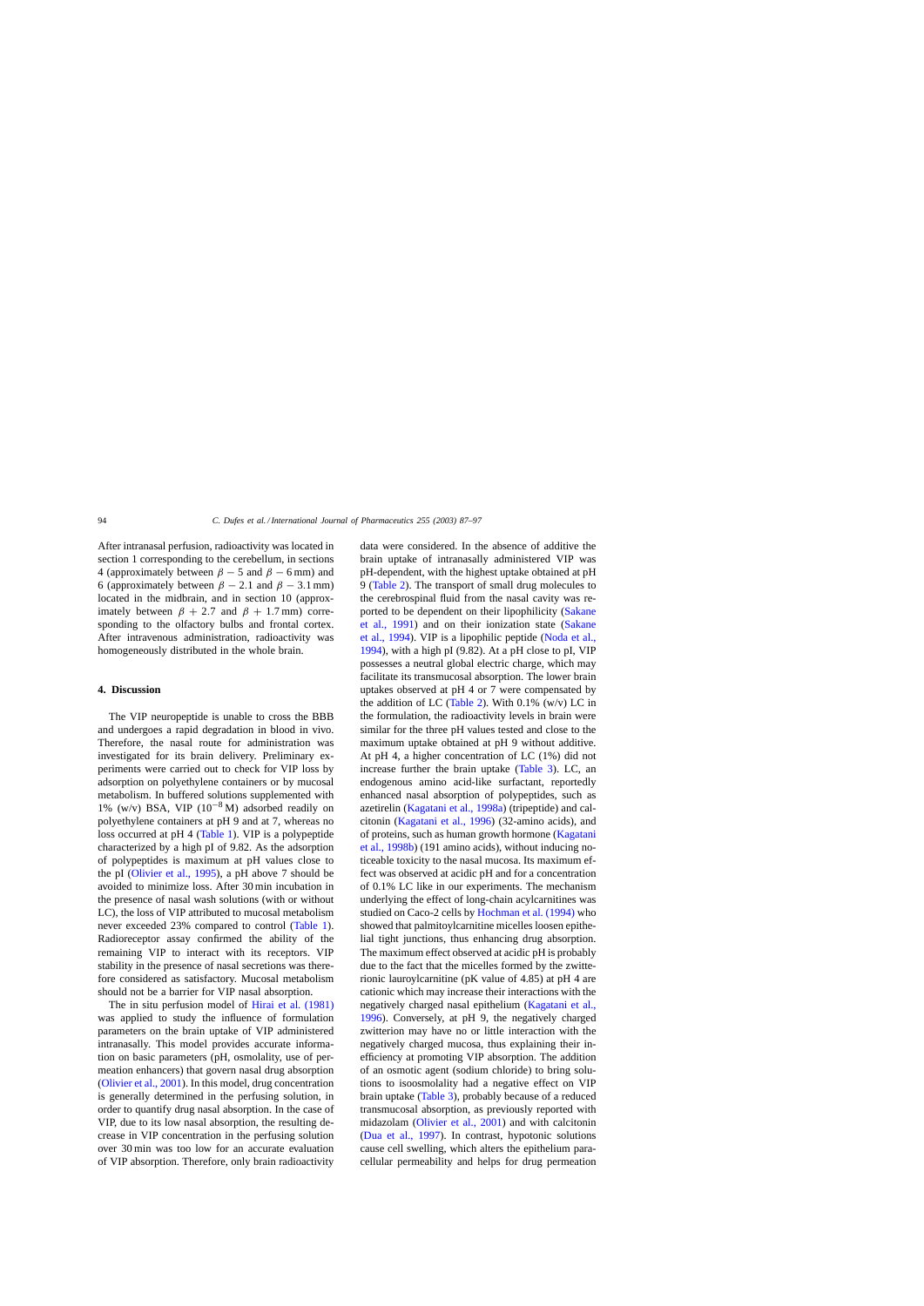After intranasal perfusion, radioactivity was located in section 1 corresponding to the cerebellum, in sections 4 (approximately between $\beta - 5$ and $\beta - 6$ mm) and 6 (approximately between $\beta - 2.1$ and $\beta - 3.1$ mm) located in the midbrain, and in section 10 (approximately between $\beta + 2.7$ and $\beta + 1.7$ mm) corresponding to the olfactory bulbs and frontal cortex. After intravenous administration, radioactivity was homogeneously distributed in the whole brain.

## 4. Discussion

The VIP neuropeptide is unable to cross the BBB and undergoes a rapid degradation in blood in vivo. Therefore, the nasal route for administration was investigated for its brain delivery. Preliminary experiments were carried out to check for VIP loss by adsorption on polyethylene containers or by mucosal metabolism. In buffered solutions supplemented with 1% (w/v) BSA, VIP ($10^{-8}$ M) adsorbed readily on polyethylene containers at pH 9 and at 7, whereas no loss occurred at pH 4 (Table 1). VIP is a polypeptide characterized by a high pI of 9.82. As the adsorption of polypeptides is maximum at pH values close to the pI (Olivier et al., 1995), a pH above 7 should be avoided to minimize loss. After 30 min incubation in the presence of nasal wash solutions (with or without LC), the loss of VIP attributed to mucosal metabolism never exceeded 23% compared to control (Table 1). Radioreceptor assay confirmed the ability of the remaining VIP to interact with its receptors. VIP stability in the presence of nasal secretions was therefore considered as satisfactory. Mucosal metabolism should not be a barrier for VIP nasal absorption.

The in situ perfusion model of Hirai et al. (1981) was applied to study the influence of formulation parameters on the brain uptake of VIP administered intranasally. This model provides accurate information on basic parameters (pH, osmolality, use of permeation enhancers) that govern nasal drug absorption (Olivier et al., 2001). In this model, drug concentration is generally determined in the perfusing solution, in order to quantify drug nasal absorption. In the case of VIP, due to its low nasal absorption, the resulting decrease in VIP concentration in the perfusing solution over 30 min was too low for an accurate evaluation of VIP absorption. Therefore, only brain radioactivity data were considered. In the absence of additive the brain uptake of intranasally administered VIP was pH-dependent, with the highest uptake obtained at pH 9 (Table 2). The transport of small drug molecules to the cerebrospinal fluid from the nasal cavity was reported to be dependent on their lipophilicity (Sakane et al., 1991) and on their ionization state (Sakane et al., 1994). VIP is a lipophilic peptide (Noda et al., 1994), with a high pI (9.82). At a pH close to pI, VIP possesses a neutral global electric charge, which may facilitate its transmucosal absorption. The lower brain uptakes observed at pH 4 or 7 were compensated by the addition of LC (Table 2). With 0.1% (w/v) LC in the formulation, the radioactivity levels in brain were similar for the three pH values tested and close to the maximum uptake obtained at pH 9 without additive. At pH 4, a higher concentration of LC (1%) did not increase further the brain uptake (Table 3). LC, an endogenous amino acid-like surfactant, reportedly enhanced nasal absorption of polypeptides, such as azetirelin (Kagatani et al., 1998a) (tripeptide) and calcitonin (Kagatani et al., 1996) (32-amino acids), and of proteins, such as human growth hormone (Kagatani et al., 1998b) (191 amino acids), without inducing noticeable toxicity to the nasal mucosa. Its maximum effect was observed at acidic pH and for a concentration of 0.1% LC like in our experiments. The mechanism underlying the effect of long-chain acylcarnitines was studied on Caco-2 cells by Hochman et al. (1994) who showed that palmitoylcarnitine micelles loosen epithelial tight junctions, thus enhancing drug absorption. The maximum effect observed at acidic pH is probably due to the fact that the micelles formed by the zwitterionic lauroylcarnitine (pK value of 4.85) at pH 4 are cationic which may increase their interactions with the negatively charged nasal epithelium (Kagatani et al., 1996). Conversely, at pH 9, the negatively charged zwitterion may have no or little interaction with the negatively charged mucosa, thus explaining their inefficiency at promoting VIP absorption. The addition of an osmotic agent (sodium chloride) to bring solutions to isoosmolality had a negative effect on VIP brain uptake (Table 3), probably because of a reduced transmucosal absorption, as previously reported with midazolam (Olivier et al., 2001) and with calcitonin (Dua et al., 1997). In contrast, hypotonic solutions cause cell swelling, which alters the epithelium paracellular permeability and helps for drug permeation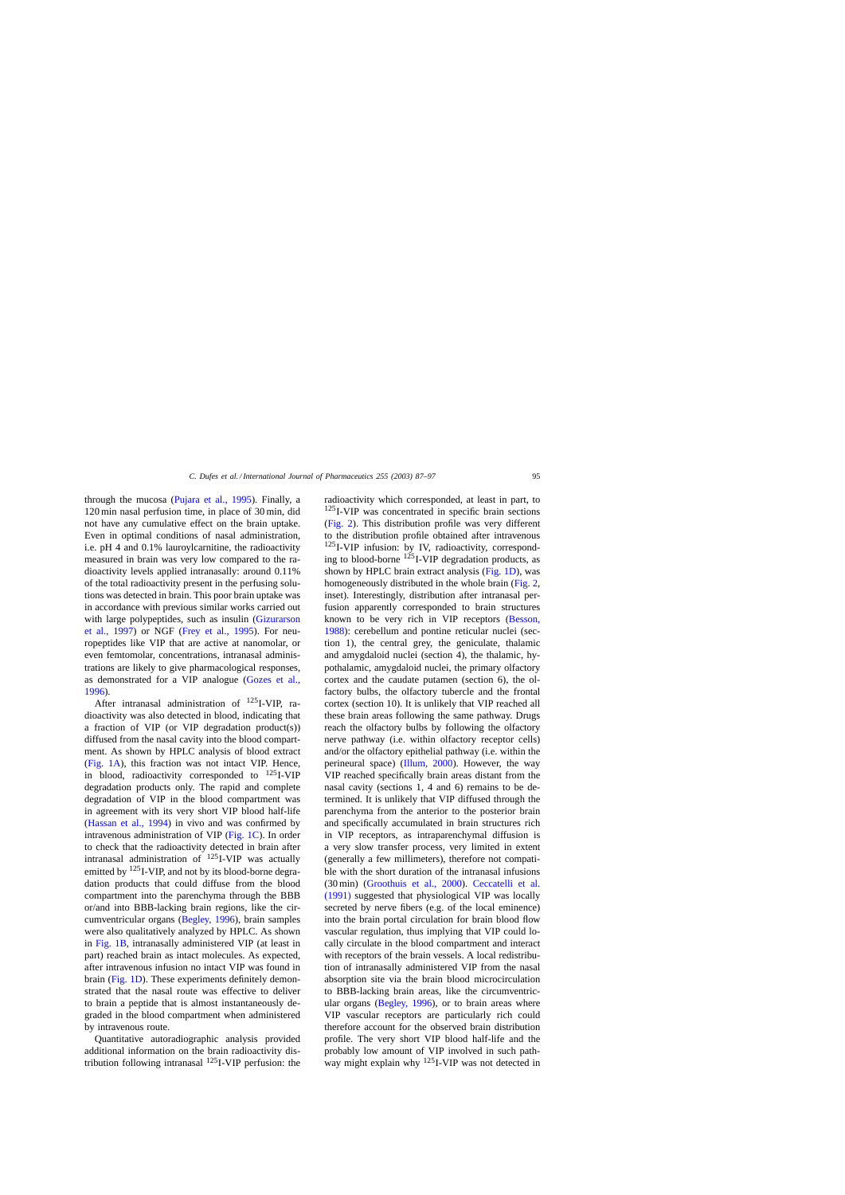through the mucosa (Pujara et al., 1995). Finally, a 120 min nasal perfusion time, in place of 30 min, did not have any cumulative effect on the brain uptake. Even in optimal conditions of nasal administration, i.e. pH 4 and 0.1% lauroylcarnitine, the radioactivity measured in brain was very low compared to the radioactivity levels applied intranasally: around 0.11% of the total radioactivity present in the perfusing solutions was detected in brain. This poor brain uptake was in accordance with previous similar works carried out with large polypeptides, such as insulin (Gizurarson et al., 1997) or NGF (Frey et al., 1995). For neuropeptides like VIP that are active at nanomolar, or even femtomolar, concentrations, intranasal administrations are likely to give pharmacological responses, as demonstrated for a VIP analogue (Gozes et al., 1996).

After intranasal administration of $^{125}$I-VIP, radioactivity was also detected in blood, indicating that a fraction of VIP (or VIP degradation product(s)) diffused from the nasal cavity into the blood compartment. As shown by HPLC analysis of blood extract (Fig. 1A), this fraction was not intact VIP. Hence, in blood, radioactivity corresponded to $^{125}$I-VIP degradation products only. The rapid and complete degradation of VIP in the blood compartment was in agreement with its very short VIP blood half-life (Hassan et al., 1994) in vivo and was confirmed by intravenous administration of VIP (Fig. 1C). In order to check that the radioactivity detected in brain after intranasal administration of $^{125}$I-VIP was actually emitted by $^{125}$I-VIP, and not by its blood-borne degradation products that could diffuse from the blood compartment into the parenchyma through the BBB or/and into BBB-lacking brain regions, like the circumventricular organs (Begley, 1996), brain samples were also qualitatively analyzed by HPLC. As shown in Fig. 1B, intranasally administered VIP (at least in part) reached brain as intact molecules. As expected, after intravenous infusion no intact VIP was found in brain (Fig. 1D). These experiments definitely demonstrated that the nasal route was effective to deliver to brain a peptide that is almost instantaneously degraded in the blood compartment when administered by intravenous route.

Quantitative autoradiographic analysis provided additional information on the brain radioactivity distribution following intranasal $^{125}$I-VIP perfusion: the radioactivity which corresponded, at least in part, to $^{125}$I-VIP was concentrated in specific brain sections (Fig. 2). This distribution profile was very different to the distribution profile obtained after intravenous $^{125}$I-VIP infusion: by IV, radioactivity, corresponding to blood-borne $^{125}$I-VIP degradation products, as shown by HPLC brain extract analysis (Fig. 1D), was homogeneously distributed in the whole brain (Fig. 2, inset). Interestingly, distribution after intranasal perfusion apparently corresponded to brain structures known to be very rich in VIP receptors (Besson, 1988): cerebellum and pontine reticular nuclei (section 1), the central grey, the geniculate, thalamic and amygdaloid nuclei (section 4), the thalamic, hypothalamic, amygdaloid nuclei, the primary olfactory cortex and the caudate putamen (section 6), the olfactory bulbs, the olfactory tubercle and the frontal cortex (section 10). It is unlikely that VIP reached all these brain areas following the same pathway. Drugs reach the olfactory bulbs by following the olfactory nerve pathway (i.e. within olfactory receptor cells) and/or the olfactory epithelial pathway (i.e. within the perineural space) (Illum, 2000). However, the way VIP reached specifically brain areas distant from the nasal cavity (sections 1, 4 and 6) remains to be determined. It is unlikely that VIP diffused through the parenchyma from the anterior to the posterior brain and specifically accumulated in brain structures rich in VIP receptors, as intraparenchymal diffusion is a very slow transfer process, very limited in extent (generally a few millimeters), therefore not compatible with the short duration of the intranasal infusions (30 min) (Groothuis et al., 2000). Ceccatelli et al. (1991) suggested that physiological VIP was locally secreted by nerve fibers (e.g. of the local eminence) into the brain portal circulation for brain blood flow vascular regulation, thus implying that VIP could locally circulate in the blood compartment and interact with receptors of the brain vessels. A local redistribution of intranasally administered VIP from the nasal absorption site via the brain blood microcirculation to BBB-lacking brain areas, like the circumventricular organs (Begley, 1996), or to brain areas where VIP vascular receptors are particularly rich could therefore account for the observed brain distribution profile. The very short VIP blood half-life and the probably low amount of VIP involved in such pathway might explain why $^{125}$I-VIP was not detected in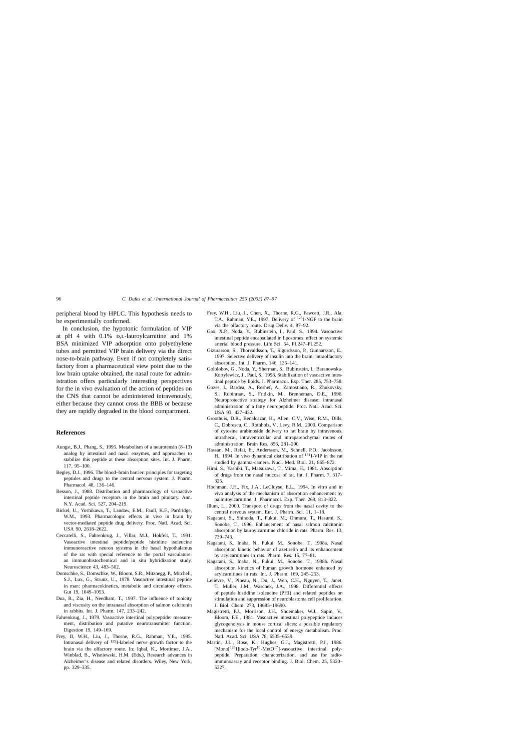peripheral blood by HPLC. This hypothesis needs to be experimentally confirmed.

In conclusion, the hypotonic formulation of VIP at pH 4 with 0.1% D,L-lauroylcarnitine and 1% BSA minimized VIP adsorption onto polyethylene tubes and permitted VIP brain delivery via the direct nose-to-brain pathway. Even if not completely satisfactory from a pharmaceutical view point due to the low brain uptake obtained, the nasal route for administration offers particularly interesting perspectives for the in vivo evaluation of the action of peptides on the CNS that cannot be administered intravenously, either because they cannot cross the BBB or because they are rapidly degraded in the blood compartment.

## References

- Aungst, B.J., Phang, S., 1995. Metabolism of a neurotensin (8–13) analog by intestinal and nasal enzymes, and approaches to stabilize this peptide at these absorption sites. Int. J. Pharm. 117, 95–100.
- Begley, D.J., 1996. The blood–brain barrier: principles for targeting peptides and drugs to the central nervous system. J. Pharm. Pharmacol. 48, 136–146.
- Besson, J., 1988. Distribution and pharmacology of vasoactive intestinal peptide receptors in the brain and pituitary. Ann. N.Y. Acad. Sci. 527, 204–219.
- Bickel, U., Yoshikawa, T., Landaw, E.M., Faull, K.F., Pardridge, W.M., 1993. Pharmacologic effects in vivo in brain by vector-mediated peptide drug delivery. Proc. Natl. Acad. Sci. USA 90, 2618–2622.
- Ceccatelli, S., Fahrenkrug, J., Villar, M.J., Hokfelt, T., 1991. Vasoactive intestinal peptide/peptide histidine isoleucine immunoreactive neuron systems in the basal hypothalamus of the rat with special reference to the portal vasculature: an immunohistochemical and in situ hybridization study. Neuroscience 43, 483–502.
- Domschke, S., Domschke, W., Bloom, S.R., Mitznegg, P., Mitchell, S.J., Lux, G., Strunz, U., 1978. Vasoactive intestinal peptide in man: pharmacokinetics, metabolic and circulatory effects. Gut 19, 1049–1053.
- Dua, R., Zia, H., Needham, T., 1997. The influence of tonicity and viscosity on the intranasal absorption of salmon calcitonin in rabbits. Int. J. Pharm. 147, 233–242.
- Fahrenkrug, J., 1979. Vasoactive intestinal polypeptide: measurement, distribution and putative neurotransmitter function. Digestion 19, 149–169.
- Frey, II, W.H., Liu, J., Thorne, R.G., Rahman, Y.E., 1995. Intranasal delivery of $^{125}$I-labeled nerve growth factor to the brain via the olfactory route. In: Iqbal, K., Mortimer, J.A., Winblad, B., Wisniewski, H.M. (Eds.), Research advances in Alzheimer's disease and related disorders. Wiley, New York, pp. 329–335.
- Frey, W.H., Liu, J., Chen, X., Thorne, R.G., Fawcett, J.R., Ala, T.A., Rahman, Y.E., 1997. Delivery of $^{125}$I-NGF to the brain via the olfactory route. Drug Deliv. 4, 87–92.
- Gao, X.P., Noda, Y., Rubinstein, I., Paul, S., 1994. Vasoactive intestinal peptide encapsulated in liposomes: effect on systemic arterial blood pressure. Life Sci. 54, PL247–PL252.
- Gizurarson, S., Thorvaldsson, T., Sigurdsson, P., Gunnarsson, E., 1997. Selective delivery of insulin into the brain: intraolfactory absorption. Int. J. Pharm. 146, 135–141.
- Gololobov, G., Noda, Y., Sherman, S., Rubinstein, I., Baranowska-Kortylewicz, J., Paul, S., 1998. Stabilization of vasoactive intestinal peptide by lipids. J. Pharmacol. Exp. Ther. 285, 753–758.
- Gozes, I., Bardea, A., Reshef, A., Zamostiano, R., Zhukovsky, S., Rubinraut, S., Fridkin, M., Brenneman, D.E., 1996. Neuroprotective strategy for Alzheimer disease: intranasal administration of a fatty neuropeptide. Proc. Natl. Acad. Sci. USA 93, 427–432.
- Groothuis, D.R., Benalcazar, H., Allen, C.V., Wise, R.M., Dills, C., Dobrescu, C., Rothholz, V., Levy, R.M., 2000. Comparison of cytosine arabinoside delivery to rat brain by intravenous, intrathecal, intraventricular and intraparenchymal routes of administration. Brain Res. 856, 281–290.
- Hassan, M., Refai, E., Andersson, M., Schnell, P.O., Jacobsson, H., 1994. In vivo dynamical distribution of $^{131}$I-VIP in the rat studied by gamma-camera. Nucl. Med. Biol. 21, 865–872.
- Hirai, S., Yashiki, T., Matsuzawa, T., Mima, H., 1981. Absorption of drugs from the nasal mucosa of rat. Int. J. Pharm. 7, 317–325.
- Hochman, J.H., Fix, J.A., LeCluyse, E.L., 1994. In vitro and in vivo analysis of the mechanism of absorption enhancement by palmitoylcarnitine. J. Pharmacol. Exp. Ther. 269, 813–822.
- Illum, L., 2000. Transport of drugs from the nasal cavity to the central nervous system. Eur. J. Pharm. Sci. 11, 1–18.
- Kagatani, S., Shinoda, T., Fukui, M., Ohmura, T., Hasumi, S., Sonobe, T., 1996. Enhancement of nasal salmon calcitonin absorption by lauroylcarnitine chloride in rats. Pharm. Res. 13, 739–743.
- Kagatani, S., Inaba, N., Fukui, M., Sonobe, T., 1998a. Nasal absorption kinetic behavior of azetirelin and its enhancement by acylcarnitines in rats. Pharm. Res. 15, 77–81.
- Kagatani, S., Inaba, N., Fukui, M., Sonobe, T., 1998b. Nasal absorption kinetics of human growth hormone enhanced by acylcarnitines in rats. Int. J. Pharm. 169, 245–253.
- Lelièvre, V., Pineau, N., Du, J., Wen, C.H., Nguyen, T., Janet, T., Muller, J.M., Waschek, J.A., 1998. Differential effects of peptide histidine isoleucine (PHI) and related peptides on stimulation and suppression of neuroblastoma cell proliferation. J. Biol. Chem. 273, 19685–19690.
- Magistretti, P.J., Morrison, J.H., Shoemaker, W.J., Sapin, V., Bloom, F.E., 1981. Vasoactive intestinal polypeptide induces glycogenolysis in mouse cortical slices: a possible regulatory mechanism for the local control of energy metabolism. Proc. Natl. Acad. Sci. USA 78, 6535–6539.
- Martin, J.L., Rose, K., Hughes, G.J., Magistretti, P.J., 1986. [Mono[$^{125}$I]iodo-Tyr$^{10}$-MetO$^{17}$]-vasoactive intestinal polypeptide. Preparation, characterization, and use for radioimmunoassay and receptor binding. J. Biol. Chem. 25, 5320–5327.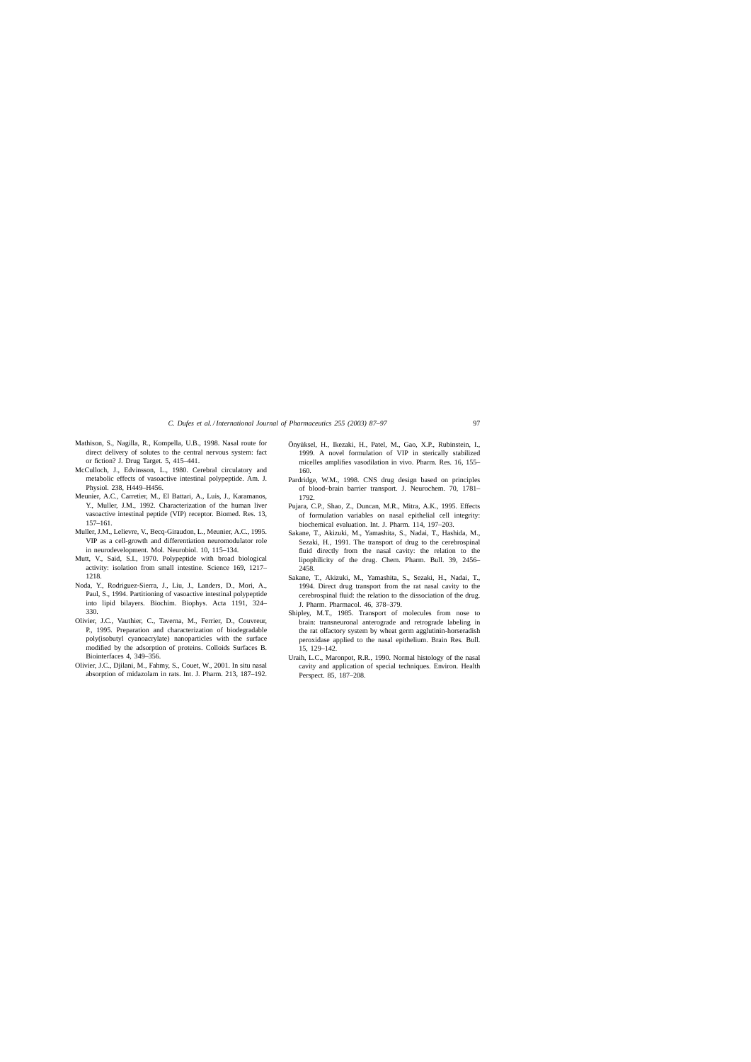Mathison, S., Nagilla, R., Kompella, U.B., 1998. Nasal route for direct delivery of solutes to the central nervous system: fact or fiction? J. Drug Target. 5, 415–441.

McCulloch, J., Edvinsson, L., 1980. Cerebral circulatory and metabolic effects of vasoactive intestinal polypeptide. Am. J. Physiol. 238, H449–H456.

Meunier, A.C., Carretier, M., El Battari, A., Luis, J., Karamanos, Y., Muller, J.M., 1992. Characterization of the human liver vasoactive intestinal peptide (VIP) receptor. Biomed. Res. 13, 157–161.

Muller, J.M., Lelievre, V., Becq-Giraudon, L., Meunier, A.C., 1995. VIP as a cell-growth and differentiation neuromodulator role in neurodevelopment. Mol. Neurobiol. 10, 115–134.

Mutt, V., Said, S.I., 1970. Polypeptide with broad biological activity: isolation from small intestine. Science 169, 1217–1218.

Noda, Y., Rodriguez-Sierra, J., Liu, J., Landers, D., Mori, A., Paul, S., 1994. Partitioning of vasoactive intestinal polypeptide into lipid bilayers. Biochim. Biophys. Acta 1191, 324–330.

Olivier, J.C., Vauthier, C., Taverna, M., Ferrier, D., Couvreur, P., 1995. Preparation and characterization of biodegradable poly(isobutyl cyanoacrylate) nanoparticles with the surface modified by the adsorption of proteins. Colloids Surfaces B. Biointerfaces 4, 349–356.

Olivier, J.C., Djilani, M., Fahmy, S., Couet, W., 2001. In situ nasal absorption of midazolam in rats. Int. J. Pharm. 213, 187–192.

Önyüksel, H., Ikezaki, H., Patel, M., Gao, X.P., Rubinstein, I., 1999. A novel formulation of VIP in sterically stabilized micelles amplifies vasodilation in vivo. Pharm. Res. 16, 155–160.

Pardridge, W.M., 1998. CNS drug design based on principles of blood–brain barrier transport. J. Neurochem. 70, 1781–1792.

Pujara, C.P., Shao, Z., Duncan, M.R., Mitra, A.K., 1995. Effects of formulation variables on nasal epithelial cell integrity: biochemical evaluation. Int. J. Pharm. 114, 197–203.

Sakane, T., Akizuki, M., Yamashita, S., Nadai, T., Hashida, M., Sezaki, H., 1991. The transport of drug to the cerebrospinal fluid directly from the nasal cavity: the relation to the lipophilicity of the drug. Chem. Pharm. Bull. 39, 2456–2458.

Sakane, T., Akizuki, M., Yamashita, S., Sezaki, H., Nadai, T., 1994. Direct drug transport from the rat nasal cavity to the cerebrospinal fluid: the relation to the dissociation of the drug. J. Pharm. Pharmacol. 46, 378–379.

Shipley, M.T., 1985. Transport of molecules from nose to brain: transneuronal anterograde and retrograde labeling in the rat olfactory system by wheat germ agglutinin-horseradish peroxidase applied to the nasal epithelium. Brain Res. Bull. 15, 129–142.

Uraih, L.C., Maronpot, R.R., 1990. Normal histology of the nasal cavity and application of special techniques. Environ. Health Perspect. 85, 187–208.